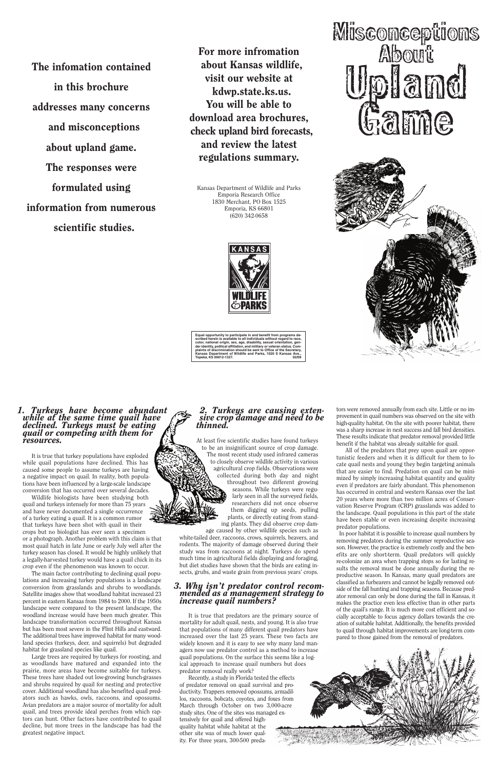# Misconceptions About Upland Game

**The infomation contained in this brochure addresses many concerns and misconceptions about upland game. The responses were formulated using information from numerous scientific studies.**

**For more infromation about Kansas wildlife, visit our website at kdwp.state.ks.us. You will be able to download area brochures, check upland bird forecasts, and review the latest regulations summary.**

Kansas Department of Wildlife and Parks
Emporia Research Office
1830 Merchant, PO Box 1525
Emporia, KS 66801
(620) 342-0658

KANSAS WILDLIFE & PARKS

**Equal opportunity to participate in and benefit from programs described herein is available to all individuals without regard to race, color, national origin, sex, age, disability, sexual orientation, gender identity, political affiliation, and military or veteran status. Complaints of discrimination should be sent to Office of the Secretary, Kansas Department of Wildlife and Parks, 1020 S Kansas Ave., Topeka, KS 66612-1327. 02/09**

### *1. Turkeys have become abundant while at the same time quail have declined. Turkeys must be eating quail or competing with them for resources.*

It is true that turkey populations have exploded while quail populations have declined. This has caused some people to assume turkeys are having a negative impact on quail. In reality, both populations have been influenced by a large-scale landscape conversion that has occurred over several decades.

Wildlife biologists have been studying both quail and turkeys intensely for more than 75 years and have never documented a single occurrence of a turkey eating a quail. It is a common rumor that turkeys have been shot with quail in their crops but no biologist has ever seen a specimen or a photograph. Another problem with this claim is that most quail hatch in late June or early July well after the turkey season has closed. It would be highly unlikely that a legally-harvested turkey would have a quail chick in its crop even if the phenomenon was known to occur.

The main factor contributing to declining quail populations and increasing turkey populations is a landscape conversion from grasslands and shrubs to woodlands. Satellite images show that woodland habitat increased 23 percent in eastern Kansas from 1984 to 2000. If the 1950s landscape were compared to the present landscape, the woodland increase would have been much greater. This landscape transformation occurred throughout Kansas but has been most severe in the Flint Hills and eastward. The additional trees have improved habitat for many woodland species (turkeys, deer, and squirrels) but degraded habitat for grassland species like quail.

Large trees are required by turkeys for roosting, and as woodlands have matured and expanded into the prairie, more areas have become suitable for turkeys. These trees have shaded out low-growing bunch-grasses and shrubs required by quail for nesting and protective cover. Additional woodland has also benefited quail predators such as hawks, owls, raccoons, and opossums. Avian predators are a major source of mortality for adult quail, and trees provide ideal perches from which raptors can hunt. Other factors have contributed to quail decline, but more trees in the landscape has had the greatest negative impact.

### *2. Turkeys are causing extensive crop damage and need to be thinned.*

At least five scientific studies have found turkeys to be an insignificant source of crop damage. The most recent study used infrared cameras to closely observe wildlife activity in various agricultural crop fields. Observations were collected during both day and night throughout two different growing seasons. While turkeys were regularly seen in all the surveyed fields, researchers did not once observe them digging up seeds, pulling plants, or directly eating from standing plants. They did observe crop damage caused by other wildlife species such as white-tailed deer, raccoons, crows, squirrels, beavers, and rodents. The majority of damage observed during their study was from raccoons at night. Turkeys do spend much time in agricultural fields displaying and foraging, but diet studies have shown that the birds are eating insects, grubs, and waste grain from previous years' crops.

### *3. Why isn't predator control recommended as a management strategy to increase quail numbers?*

It is true that predators are the primary source of mortality for adult quail, nests, and young. It is also true that populations of many different quail predators have increased over the last 25 years. These two facts are widely known and it is easy to see why many land managers now use predator control as a method to increase quail populations. On the surface this seems like a logical approach to increase quail numbers but does predator removal really work?

Recently, a study in Florida tested the effects of predator removal on quail survival and productivity. Trappers removed opossums, armadillos, raccoons, bobcats, coyotes, and foxes from March through October on two 3,000-acre study sites. One of the sites was managed extensively for quail and offered high-quality habitat while habitat at the other site was of much lower quality. For three years, 300-500 predators were removed annually from each site. Little or no improvement in quail numbers was observed on the site with high-quality habitat. On the site with poorer habitat, there was a sharp increase in nest success and fall bird densities. These results indicate that predator removal provided little benefit if the habitat was already suitable for quail.

All of the predators that prey upon quail are opportunistic feeders and when it is difficult for them to locate quail nests and young they begin targeting animals that are easier to find. Predation on quail can be minimized by simply increasing habitat quantity and quality even if predators are fairly abundant. This phenomenon has occurred in central and western Kansas over the last 20 years where more than two million acres of Conservation Reserve Program (CRP) grasslands was added to the landscape. Quail populations in this part of the state have been stable or even increasing despite increasing predator populations.

In poor habitat it is possible to increase quail numbers by removing predators during the summer reproductive season. However, the practice is extremely costly and the benefits are only short-term. Quail predators will quickly re-colonize an area when trapping stops so for lasting results the removal must be done annually during the reproductive season. In Kansas, many quail predators are classified as furbearers and cannot be legally removed outside of the fall hunting and trapping seasons. Because predator removal can only be done during the fall in Kansas, it makes the practice even less effective than in other parts of the quail's range. It is much more cost efficient and socially acceptable to focus agency dollars towards the creation of suitable habitat. Additionally, the benefits provided to quail through habitat improvements are long-term compared to those gained from the removal of predators.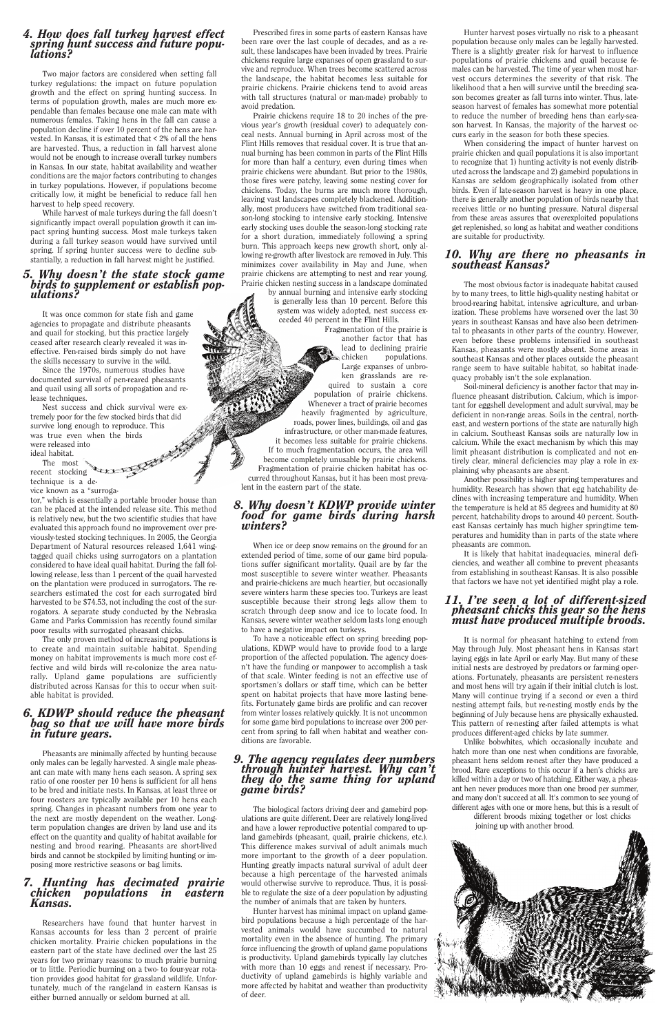### 4. How does fall turkey harvest effect spring hunt success and future populations?

Two major factors are considered when setting fall turkey regulations: the impact on future population growth and the effect on spring hunting success. In terms of population growth, males are much more expendable than females because one male can mate with numerous females. Taking hens in the fall can cause a population decline if over 10 percent of the hens are harvested. In Kansas, it is estimated that < 2% of all the hens are harvested. Thus, a reduction in fall harvest alone would not be enough to increase overall turkey numbers in Kansas. In our state, habitat availability and weather conditions are the major factors contributing to changes in turkey populations. However, if populations become critically low, it might be beneficial to reduce fall hen harvest to help speed recovery.

While harvest of male turkeys during the fall doesn't significantly impact overall population growth it can impact spring hunting success. Most male turkeys taken during a fall turkey season would have survived until spring. If spring hunter success were to decline substantially, a reduction in fall harvest might be justified.

### 5. Why doesn't the state stock game birds to supplement or establish populations?

It was once common for state fish and game agencies to propagate and distribute pheasants and quail for stocking, but this practice largely ceased after research clearly revealed it was ineffective. Pen-raised birds simply do not have the skills necessary to survive in the wild.

Since the 1970s, numerous studies have documented survival of pen-reared pheasants and quail using all sorts of propagation and release techniques.

Nest success and chick survival were extremely poor for the few stocked birds that did survive long enough to reproduce. This was true even when the birds were released into ideal habitat.

The most recent stocking technique is a device known as a "surrogator," which is essentially a portable brooder house than can be placed at the intended release site. This method is relatively new, but the two scientific studies that have evaluated this approach found no improvement over previously-tested stocking techniques. In 2005, the Georgia Department of Natural resources released 1,641 wing-tagged quail chicks using surrogators on a plantation considered to have ideal quail habitat. During the fall following release, less than 1 percent of the quail harvested on the plantation were produced in surrogators. The researchers estimated the cost for each surrogated bird harvested to be $74.53, not including the cost of the surrogators. A separate study conducted by the Nebraska Game and Parks Commission has recently found similar poor results with surrogated pheasant chicks.

The only proven method of increasing populations is to create and maintain suitable habitat. Spending money on habitat improvements is much more cost effective and wild birds will re-colonize the area naturally. Upland game populations are sufficiently distributed across Kansas for this to occur when suitable habitat is provided.

### 6. KDWP should reduce the pheasant bag so that we will have more birds in future years.

Pheasants are minimally affected by hunting because only males can be legally harvested. A single male pheasant can mate with many hens each season. A spring sex ratio of one rooster per 10 hens is sufficient for all hens to be bred and initiate nests. In Kansas, at least three or four roosters are typically available per 10 hens each spring. Changes in pheasant numbers from one year to the next are mostly dependent on the weather. Long-term population changes are driven by land use and its effect on the quantity and quality of habitat available for nesting and brood rearing. Pheasants are short-lived birds and cannot be stockpiled by limiting hunting or imposing more restrictive seasons or bag limits.

### 7. Hunting has decimated prairie chicken populations in eastern Kansas.

Researchers have found that hunter harvest in Kansas accounts for less than 2 percent of prairie chicken mortality. Prairie chicken populations in the eastern part of the state have declined over the last 25 years for two primary reasons: to much prairie burning or to little. Periodic burning on a two- to four-year rotation provides good habitat for grassland wildlife. Unfortunately, much of the rangeland in eastern Kansas is either burned annually or seldom burned at all.

Prescribed fires in some parts of eastern Kansas have been rare over the last couple of decades, and as a result, these landscapes have been invaded by trees. Prairie chickens require large expanses of open grassland to survive and reproduce. When trees become scattered across the landscape, the habitat becomes less suitable for prairie chickens. Prairie chickens tend to avoid areas with tall structures (natural or man-made) probably to avoid predation.

Prairie chickens require 18 to 20 inches of the previous year's growth (residual cover) to adequately conceal nests. Annual burning in April across most of the Flint Hills removes that residual cover. It is true that annual burning has been common in parts of the Flint Hills for more than half a century, even during times when prairie chickens were abundant. But prior to the 1980s, those fires were patchy, leaving some nesting cover for chickens. Today, the burns are much more thorough, leaving vast landscapes completely blackened. Additionally, most producers have switched from traditional season-long stocking to intensive early stocking. Intensive early stocking uses double the season-long stocking rate for a short duration, immediately following a spring burn. This approach keeps new growth short, only allowing re-growth after livestock are removed in July. This minimizes cover availability in May and June, when prairie chickens are attempting to nest and rear young. Prairie chicken nesting success in a landscape dominated by annual burning and intensive early stocking is generally less than 10 percent. Before this system was widely adopted, nest success exceeded 40 percent in the Flint Hills.

Fragmentation of the prairie is another factor that has lead to declining prairie chicken populations. Large expanses of unbroken grasslands are required to sustain a core population of prairie chickens. Whenever a tract of prairie becomes heavily fragmented by agriculture, roads, power lines, buildings, oil and gas infrastructure, or other man-made features, it becomes less suitable for prairie chickens. If to much fragmentation occurs, the area will become completely unusable by prairie chickens. Fragmentation of prairie chicken habitat has occurred throughout Kansas, but it has been most prevalent in the eastern part of the state.

### 8. Why doesn't KDWP provide winter food for game birds during harsh winters?

When ice or deep snow remains on the ground for an extended period of time, some of our game bird populations suffer significant mortality. Quail are by far the most susceptible to severe winter weather. Pheasants and prairie-chickens are much heartier, but occasionally severe winters harm these species too. Turkeys are least susceptible because their strong legs allow them to scratch through deep snow and ice to locate food. In Kansas, severe winter weather seldom lasts long enough to have a negative impact on turkeys.

To have a noticeable effect on spring breeding populations, KDWP would have to provide food to a large proportion of the affected population. The agency doesn't have the funding or manpower to accomplish a task of that scale. Winter feeding is not an effective use of sportsmen's dollars or staff time, which can be better spent on habitat projects that have more lasting benefits. Fortunately game birds are prolific and can recover from winter losses relatively quickly. It is not uncommon for some game bird populations to increase over 200 percent from spring to fall when habitat and weather conditions are favorable.

### 9. The agency regulates deer numbers through hunter harvest. Why can't they do the same thing for upland game birds?

The biological factors driving deer and gamebird populations are quite different. Deer are relatively long-lived and have a lower reproductive potential compared to upland gamebirds (pheasant, quail, prairie chickens, etc.). This difference makes survival of adult animals much more important to the growth of a deer population. Hunting greatly impacts natural survival of adult deer because a high percentage of the harvested animals would otherwise survive to reproduce. Thus, it is possible to regulate the size of a deer population by adjusting the number of animals that are taken by hunters.

Hunter harvest has minimal impact on upland gamebird populations because a high percentage of the harvested animals would have succumbed to natural mortality even in the absence of hunting. The primary force influencing the growth of upland game populations is productivity. Upland gamebirds typically lay clutches with more than 10 eggs and renest if necessary. Productivity of upland gamebirds is highly variable and more affected by habitat and weather than productivity of deer.

Hunter harvest poses virtually no risk to a pheasant population because only males can be legally harvested. There is a slightly greater risk for harvest to influence populations of prairie chickens and quail because females can be harvested. The time of year when most harvest occurs determines the severity of that risk. The likelihood that a hen will survive until the breeding season becomes greater as fall turns into winter. Thus, late-season harvest of females has somewhat more potential to reduce the number of breeding hens than early-season harvest. In Kansas, the majority of the harvest occurs early in the season for both these species.

When considering the impact of hunter harvest on prairie chicken and quail populations it is also important to recognize that 1) hunting activity is not evenly distributed across the landscape and 2) gamebird populations in Kansas are seldom geographically isolated from other birds. Even if late-season harvest is heavy in one place, there is generally another population of birds nearby that receives little or no hunting pressure. Natural dispersal from these areas assures that overexploited populations get replenished, so long as habitat and weather conditions are suitable for productivity.

### 10. Why are there no pheasants in southeast Kansas?

The most obvious factor is inadequate habitat caused by to many trees, to little high-quality nesting habitat or brood-rearing habitat, intensive agriculture, and urbanization. These problems have worsened over the last 30 years in southeast Kansas and have also been detrimental to pheasants in other parts of the country. However, even before these problems intensified in southeast Kansas, pheasants were mostly absent. Some areas in southeast Kansas and other places outside the pheasant range seem to have suitable habitat, so habitat inadequacy probably isn't the sole explanation.

Soil-mineral deficiency is another factor that may influence pheasant distribution. Calcium, which is important for eggshell development and adult survival, may be deficient in non-range areas. Soils in the central, northeast, and western portions of the state are naturally high in calcium. Southeast Kansas soils are naturally low in calcium. While the exact mechanism by which this may limit pheasant distribution is complicated and not entirely clear, mineral deficiencies may play a role in explaining why pheasants are absent.

Another possibility is higher spring temperatures and humidity. Research has shown that egg hatchability declines with increasing temperature and humidity. When the temperature is held at 85 degrees and humidity at 80 percent, hatchability drops to around 40 percent. Southeast Kansas certainly has much higher springtime temperatures and humidity than in parts of the state where pheasants are common.

It is likely that habitat inadequacies, mineral deficiencies, and weather all combine to prevent pheasants from establishing in southeast Kansas. It is also possible that factors we have not yet identified might play a role.

### 11. I've seen a lot of different-sized pheasant chicks this year so the hens must have produced multiple broods.

It is normal for pheasant hatching to extend from May through July. Most pheasant hens in Kansas start laying eggs in late April or early May. But many of these initial nests are destroyed by predators or farming operations. Fortunately, pheasants are persistent re-nesters and most hens will try again if their initial clutch is lost. Many will continue trying if a second or even a third nesting attempt fails, but re-nesting mostly ends by the beginning of July because hens are physically exhausted. This pattern of re-nesting after failed attempts is what produces different-aged chicks by late summer.

Unlike bobwhites, which occasionally incubate and hatch more than one nest when conditions are favorable, pheasant hens seldom re-nest after they have produced a brood. Rare exceptions to this occur if a hen's chicks are killed within a day or two of hatching. Either way, a pheasant hen never produces more than one brood per summer, and many don't succeed at all. It's common to see young of different ages with one or more hens, but this is a result of different broods mixing together or lost chicks joining up with another brood.